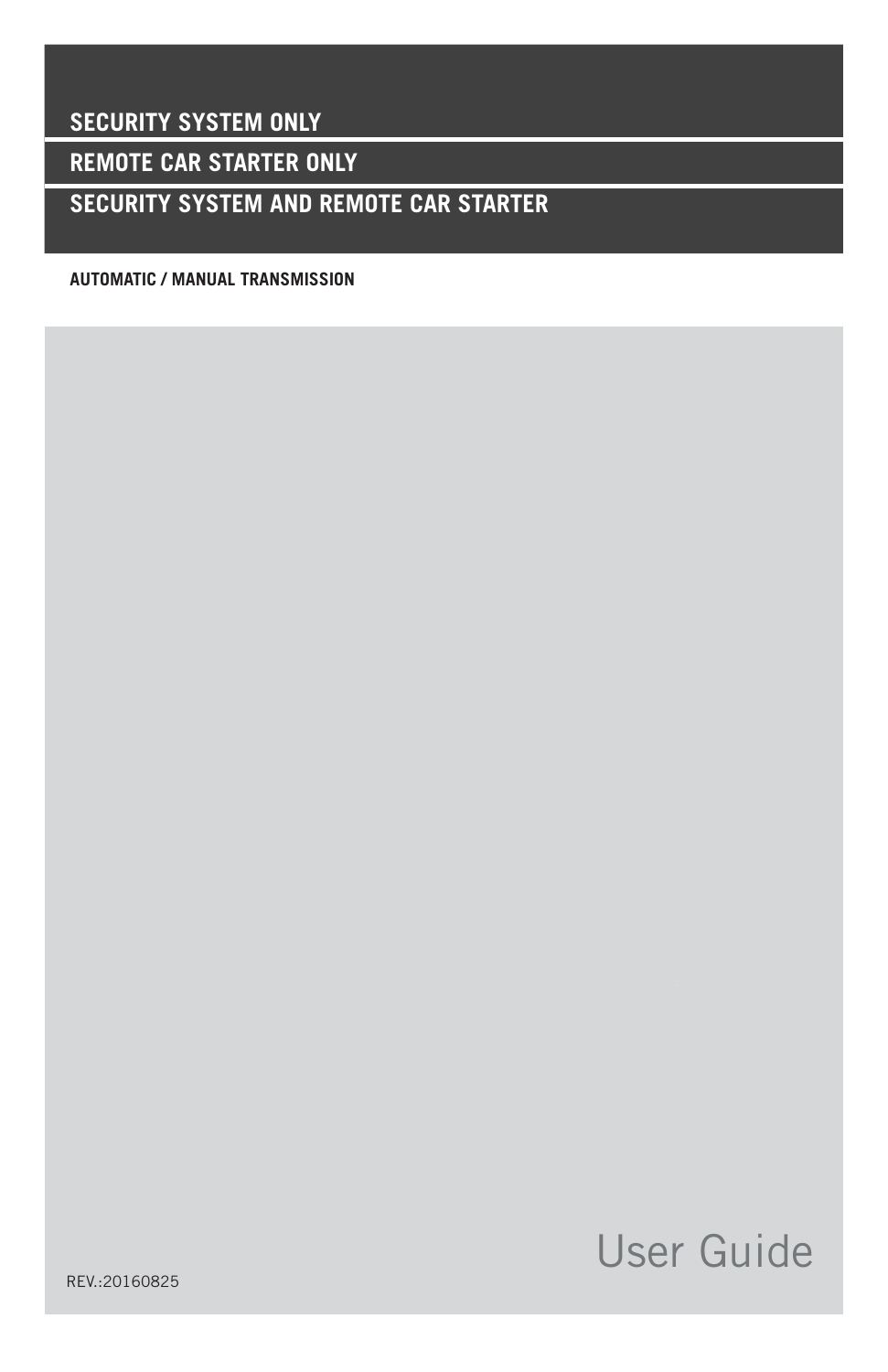**SECURITY SYSTEM ONLY**

**REMOTE CAR STARTER ONLY**

**SECURITY SYSTEM AND REMOTE CAR STARTER**

**AUTOMATIC / MANUAL TRANSMISSION**

# User Guide

REV.:20160825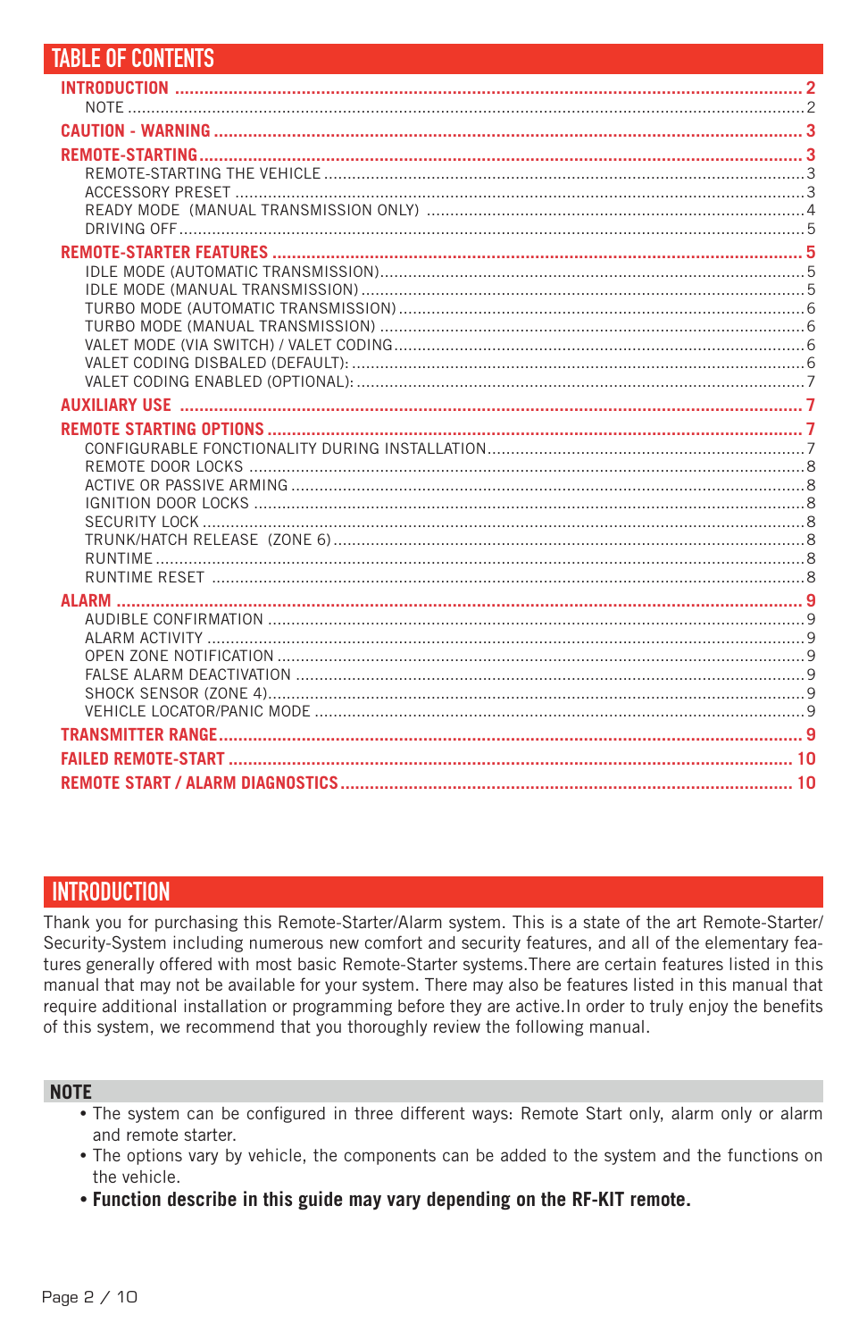## TABLE OF CONTENTS

**INTRODUCTION** ..... 2
- NOTE ..... 2

**CAUTION - WARNING** ..... 3

**REMOTE-STARTING** ..... 3
- REMOTE-STARTING THE VEHICLE ..... 3
- ACCESSORY PRESET ..... 3
- READY MODE (MANUAL TRANSMISSION ONLY) ..... 4
- DRIVING OFF ..... 5

**REMOTE-STARTER FEATURES** ..... 5
- IDLE MODE (AUTOMATIC TRANSMISSION) ..... 5
- IDLE MODE (MANUAL TRANSMISSION) ..... 5
- TURBO MODE (AUTOMATIC TRANSMISSION) ..... 6
- TURBO MODE (MANUAL TRANSMISSION) ..... 6
- VALET MODE (VIA SWITCH) / VALET CODING ..... 6
- VALET CODING DISBALED (DEFAULT): ..... 6
- VALET CODING ENABLED (OPTIONAL): ..... 7

**AUXILIARY USE** ..... 7

**REMOTE STARTING OPTIONS** ..... 7
- CONFIGURABLE FONCTIONALITY DURING INSTALLATION ..... 7
- REMOTE DOOR LOCKS ..... 8
- ACTIVE OR PASSIVE ARMING ..... 8
- IGNITION DOOR LOCKS ..... 8
- SECURITY LOCK ..... 8
- TRUNK/HATCH RELEASE (ZONE 6) ..... 8
- RUNTIME ..... 8
- RUNTIME RESET ..... 8

**ALARM** ..... 9
- AUDIBLE CONFIRMATION ..... 9
- ALARM ACTIVITY ..... 9
- OPEN ZONE NOTIFICATION ..... 9
- FALSE ALARM DEACTIVATION ..... 9
- SHOCK SENSOR (ZONE 4) ..... 9
- VEHICLE LOCATOR/PANIC MODE ..... 9

**TRANSMITTER RANGE** ..... 9

**FAILED REMOTE-START** ..... 10

**REMOTE START / ALARM DIAGNOSTICS** ..... 10

## INTRODUCTION

Thank you for purchasing this Remote-Starter/Alarm system. This is a state of the art Remote-Starter/Security-System including numerous new comfort and security features, and all of the elementary features generally offered with most basic Remote-Starter systems.There are certain features listed in this manual that may not be available for your system. There may also be features listed in this manual that require additional installation or programming before they are active.In order to truly enjoy the benefits of this system, we recommend that you thoroughly review the following manual.

### NOTE

- The system can be configured in three different ways: Remote Start only, alarm only or alarm and remote starter.
- The options vary by vehicle, the components can be added to the system and the functions on the vehicle.
- **Function describe in this guide may vary depending on the RF-KIT remote.**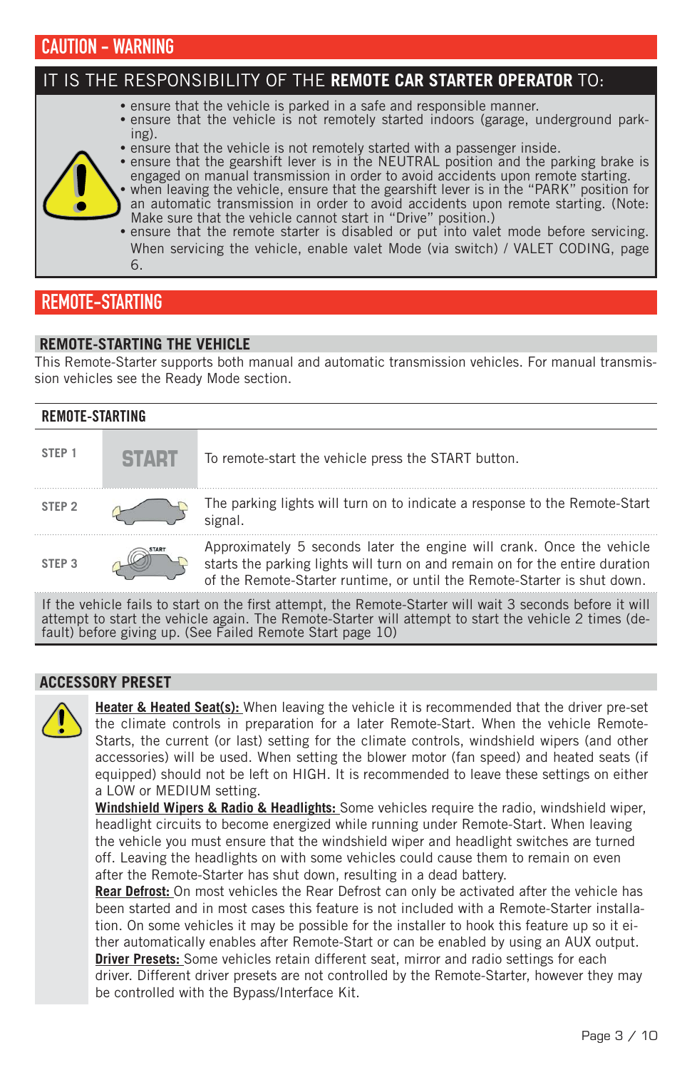## CAUTION - WARNING

### IT IS THE RESPONSIBILITY OF THE **REMOTE CAR STARTER OPERATOR** TO:

- ensure that the vehicle is parked in a safe and responsible manner.
- ensure that the vehicle is not remotely started indoors (garage, underground parking).
- ensure that the vehicle is not remotely started with a passenger inside.
- ensure that the gearshift lever is in the NEUTRAL position and the parking brake is engaged on manual transmission in order to avoid accidents upon remote starting.
- when leaving the vehicle, ensure that the gearshift lever is in the "PARK" position for an automatic transmission in order to avoid accidents upon remote starting. (Note: Make sure that the vehicle cannot start in "Drive" position.)
- ensure that the remote starter is disabled or put into valet mode before servicing. When servicing the vehicle, enable valet Mode (via switch) / VALET CODING, page 6.

## REMOTE-STARTING

### REMOTE-STARTING THE VEHICLE

This Remote-Starter supports both manual and automatic transmission vehicles. For manual transmission vehicles see the Ready Mode section.

### REMOTE-STARTING

| Step | | Description |
|---|---|---|
| STEP 1 | START | To remote-start the vehicle press the START button. |
| STEP 2 | | The parking lights will turn on to indicate a response to the Remote-Start signal. |
| STEP 3 | START | Approximately 5 seconds later the engine will crank. Once the vehicle starts the parking lights will turn on and remain on for the entire duration of the Remote-Starter runtime, or until the Remote-Starter is shut down. |

If the vehicle fails to start on the first attempt, the Remote-Starter will wait 3 seconds before it will attempt to start the vehicle again. The Remote-Starter will attempt to start the vehicle 2 times (default) before giving up. (See Failed Remote Start page 10)

### ACCESSORY PRESET

**Heater & Heated Seat(s):** When leaving the vehicle it is recommended that the driver pre-set the climate controls in preparation for a later Remote-Start. When the vehicle Remote-Starts, the current (or last) setting for the climate controls, windshield wipers (and other accessories) will be used. When setting the blower motor (fan speed) and heated seats (if equipped) should not be left on HIGH. It is recommended to leave these settings on either a LOW or MEDIUM setting.

**Windshield Wipers & Radio & Headlights:** Some vehicles require the radio, windshield wiper, headlight circuits to become energized while running under Remote-Start. When leaving the vehicle you must ensure that the windshield wiper and headlight switches are turned off. Leaving the headlights on with some vehicles could cause them to remain on even after the Remote-Starter has shut down, resulting in a dead battery.

**Rear Defrost:** On most vehicles the Rear Defrost can only be activated after the vehicle has been started and in most cases this feature is not included with a Remote-Starter installation. On some vehicles it may be possible for the installer to hook this feature up so it either automatically enables after Remote-Start or can be enabled by using an AUX output.

**Driver Presets:** Some vehicles retain different seat, mirror and radio settings for each driver. Different driver presets are not controlled by the Remote-Starter, however they may be controlled with the Bypass/Interface Kit.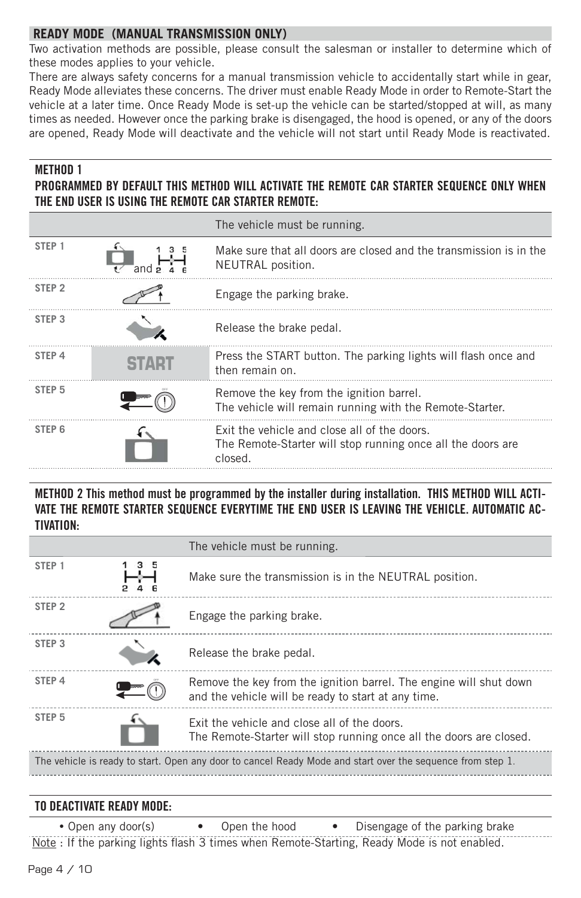## READY MODE (MANUAL TRANSMISSION ONLY)

Two activation methods are possible, please consult the salesman or installer to determine which of these modes applies to your vehicle.

There are always safety concerns for a manual transmission vehicle to accidentally start while in gear, Ready Mode alleviates these concerns. The driver must enable Ready Mode in order to Remote-Start the vehicle at a later time. Once Ready Mode is set-up the vehicle can be started/stopped at will, as many times as needed. However once the parking brake is disengaged, the hood is opened, or any of the doors are opened, Ready Mode will deactivate and the vehicle will not start until Ready Mode is reactivated.

### METHOD 1

**PROGRAMMED BY DEFAULT THIS METHOD WILL ACTIVATE THE REMOTE CAR STARTER SEQUENCE ONLY WHEN THE END USER IS USING THE REMOTE CAR STARTER REMOTE:**

| | | The vehicle must be running. |
|---|---|---|
| STEP 1 | and | Make sure that all doors are closed and the transmission is in the NEUTRAL position. |
| STEP 2 | | Engage the parking brake. |
| STEP 3 | | Release the brake pedal. |
| STEP 4 | START | Press the START button. The parking lights will flash once and then remain on. |
| STEP 5 | | Remove the key from the ignition barrel. The vehicle will remain running with the Remote-Starter. |
| STEP 6 | | Exit the vehicle and close all of the doors. The Remote-Starter will stop running once all the doors are closed. |

### METHOD 2

**This method must be programmed by the installer during installation. THIS METHOD WILL ACTIVATE THE REMOTE STARTER SEQUENCE EVERYTIME THE END USER IS LEAVING THE VEHICLE. AUTOMATIC ACTIVATION:**

| | | The vehicle must be running. |
|---|---|---|
| STEP 1 | | Make sure the transmission is in the NEUTRAL position. |
| STEP 2 | | Engage the parking brake. |
| STEP 3 | | Release the brake pedal. |
| STEP 4 | | Remove the key from the ignition barrel. The engine will shut down and the vehicle will be ready to start at any time. |
| STEP 5 | | Exit the vehicle and close all of the doors. The Remote-Starter will stop running once all the doors are closed. |
| The vehicle is ready to start. Open any door to cancel Ready Mode and start over the sequence from step 1. | | |

### TO DEACTIVATE READY MODE:

- Open any door(s)
- Open the hood
- Disengage of the parking brake

Note : If the parking lights flash 3 times when Remote-Starting, Ready Mode is not enabled.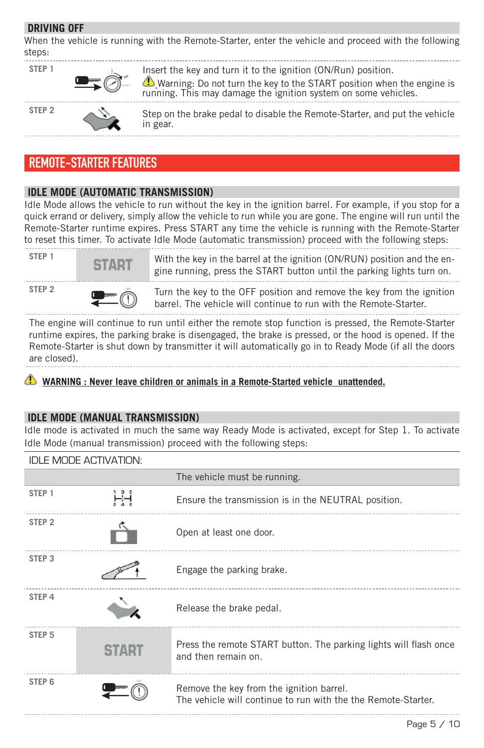## DRIVING OFF

When the vehicle is running with the Remote-Starter, enter the vehicle and proceed with the following steps:

| | |
|---|---|
| STEP 1 | Insert the key and turn it to the ignition (ON/Run) position.<br>⚠ Warning: Do not turn the key to the START position when the engine is running. This may damage the ignition system on some vehicles. |
| STEP 2 | Step on the brake pedal to disable the Remote-Starter, and put the vehicle in gear. |

# REMOTE-STARTER FEATURES

## IDLE MODE (AUTOMATIC TRANSMISSION)

Idle Mode allows the vehicle to run without the key in the ignition barrel. For example, if you stop for a quick errand or delivery, simply allow the vehicle to run while you are gone. The engine will run until the Remote-Starter runtime expires. Press START any time the vehicle is running with the Remote-Starter to reset this timer. To activate Idle Mode (automatic transmission) proceed with the following steps:

| | | |
|---|---|---|
| STEP 1 | START | With the key in the barrel at the ignition (ON/RUN) position and the engine running, press the START button until the parking lights turn on. |
| STEP 2 | | Turn the key to the OFF position and remove the key from the ignition barrel. The vehicle will continue to run with the Remote-Starter. |

The engine will continue to run until either the remote stop function is pressed, the Remote-Starter runtime expires, the parking brake is disengaged, the brake is pressed, or the hood is opened. If the Remote-Starter is shut down by transmitter it will automatically go in to Ready Mode (if all the doors are closed).

⚠ **WARNING : Never leave children or animals in a Remote-Started vehicle unattended.**

## IDLE MODE (MANUAL TRANSMISSION)

Idle mode is activated in much the same way Ready Mode is activated, except for Step 1. To activate Idle Mode (manual transmission) proceed with the following steps:

IDLE MODE ACTIVATION:

| | | |
|---|---|---|
| | | The vehicle must be running. |
| STEP 1 | | Ensure the transmission is in the NEUTRAL position. |
| STEP 2 | | Open at least one door. |
| STEP 3 | | Engage the parking brake. |
| STEP 4 | | Release the brake pedal. |
| STEP 5 | START | Press the remote START button. The parking lights will flash once and then remain on. |
| STEP 6 | | Remove the key from the ignition barrel.<br>The vehicle will continue to run with the the Remote-Starter. |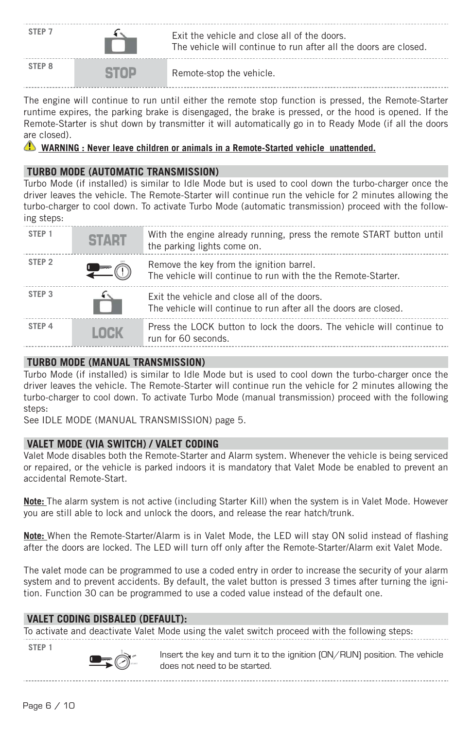| | | |
|---|---|---|
| STEP 7 | | Exit the vehicle and close all of the doors. The vehicle will continue to run after all the doors are closed. |
| STEP 8 | STOP | Remote-stop the vehicle. |

The engine will continue to run until either the remote stop function is pressed, the Remote-Starter runtime expires, the parking brake is disengaged, the brake is pressed, or the hood is opened. If the Remote-Starter is shut down by transmitter it will automatically go in to Ready Mode (if all the doors are closed).

**WARNING : Never leave children or animals in a Remote-Started vehicle unattended.**

## TURBO MODE (AUTOMATIC TRANSMISSION)

Turbo Mode (if installed) is similar to Idle Mode but is used to cool down the turbo-charger once the driver leaves the vehicle. The Remote-Starter will continue run the vehicle for 2 minutes allowing the turbo-charger to cool down. To activate Turbo Mode (automatic transmission) proceed with the following steps:

| | | |
|---|---|---|
| STEP 1 | START | With the engine already running, press the remote START button until the parking lights come on. |
| STEP 2 | | Remove the key from the ignition barrel. The vehicle will continue to run with the the Remote-Starter. |
| STEP 3 | | Exit the vehicle and close all of the doors. The vehicle will continue to run after all the doors are closed. |
| STEP 4 | LOCK | Press the LOCK button to lock the doors. The vehicle will continue to run for 60 seconds. |

## TURBO MODE (MANUAL TRANSMISSION)

Turbo Mode (if installed) is similar to Idle Mode but is used to cool down the turbo-charger once the driver leaves the vehicle. The Remote-Starter will continue run the vehicle for 2 minutes allowing the turbo-charger to cool down. To activate Turbo Mode (manual transmission) proceed with the following steps:

See IDLE MODE (MANUAL TRANSMISSION) page 5.

## VALET MODE (VIA SWITCH) / VALET CODING

Valet Mode disables both the Remote-Starter and Alarm system. Whenever the vehicle is being serviced or repaired, or the vehicle is parked indoors it is mandatory that Valet Mode be enabled to prevent an accidental Remote-Start.

**Note:** The alarm system is not active (including Starter Kill) when the system is in Valet Mode. However you are still able to lock and unlock the doors, and release the rear hatch/trunk.

**Note:** When the Remote-Starter/Alarm is in Valet Mode, the LED will stay ON solid instead of flashing after the doors are locked. The LED will turn off only after the Remote-Starter/Alarm exit Valet Mode.

The valet mode can be programmed to use a coded entry in order to increase the security of your alarm system and to prevent accidents. By default, the valet button is pressed 3 times after turning the ignition. Function 30 can be programmed to use a coded value instead of the default one.

## VALET CODING DISBALED (DEFAULT):

To activate and deactivate Valet Mode using the valet switch proceed with the following steps:

| | | |
|---|---|---|
| STEP 1 | | Insert the key and turn it to the ignition (ON/RUN) position. The vehicle does not need to be started. |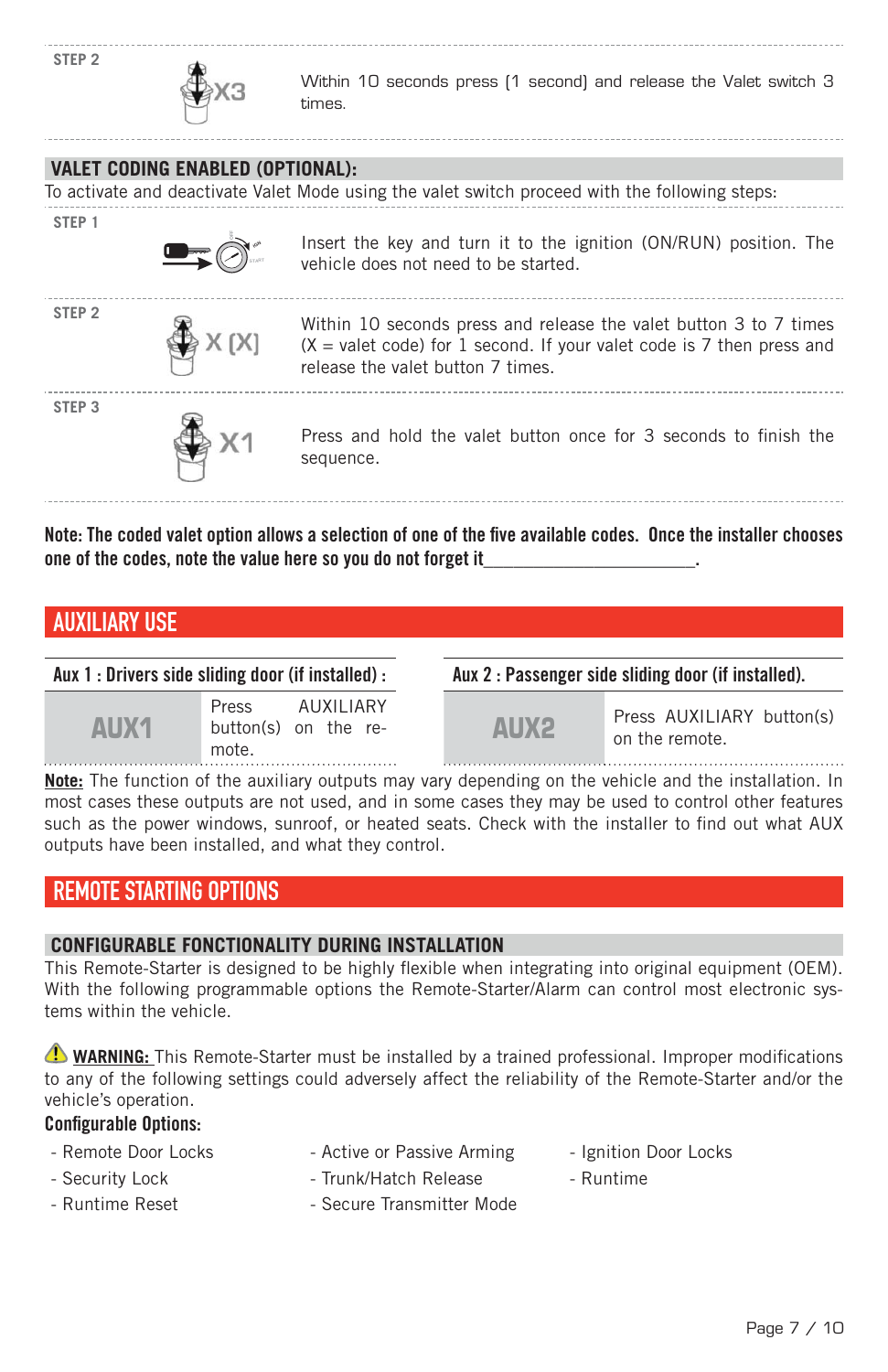| STEP | Icon | Instruction |
|---|---|---|
| STEP 2 | X3 | Within 10 seconds press (1 second) and release the Valet switch 3 times. |

## VALET CODING ENABLED (OPTIONAL):

To activate and deactivate Valet Mode using the valet switch proceed with the following steps:

| STEP | Icon | Instruction |
|---|---|---|
| STEP 1 | | Insert the key and turn it to the ignition (ON/RUN) position. The vehicle does not need to be started. |
| STEP 2 | X (X) | Within 10 seconds press and release the valet button 3 to 7 times (X = valet code) for 1 second. If your valet code is 7 then press and release the valet button 7 times. |
| STEP 3 | X1 | Press and hold the valet button once for 3 seconds to finish the sequence. |

**Note: The coded valet option allows a selection of one of the five available codes. Once the installer chooses one of the codes, note the value here so you do not forget it______________________.**

# AUXILIARY USE

**Aux 1 : Drivers side sliding door (if installed) :**

| AUX1 | Press AUXILIARY button(s) on the remote. |
|---|---|

**Aux 2 : Passenger side sliding door (if installed).**

| AUX2 | Press AUXILIARY button(s) on the remote. |
|---|---|

**Note:** The function of the auxiliary outputs may vary depending on the vehicle and the installation. In most cases these outputs are not used, and in some cases they may be used to control other features such as the power windows, sunroof, or heated seats. Check with the installer to find out what AUX outputs have been installed, and what they control.

# REMOTE STARTING OPTIONS

## CONFIGURABLE FONCTIONALITY DURING INSTALLATION

This Remote-Starter is designed to be highly flexible when integrating into original equipment (OEM). With the following programmable options the Remote-Starter/Alarm can control most electronic systems within the vehicle.

⚠ **WARNING:** This Remote-Starter must be installed by a trained professional. Improper modifications to any of the following settings could adversely affect the reliability of the Remote-Starter and/or the vehicle's operation.

**Configurable Options:**

- Remote Door Locks
- Security Lock
- Runtime Reset
- Active or Passive Arming
- Trunk/Hatch Release
- Secure Transmitter Mode
- Ignition Door Locks
- Runtime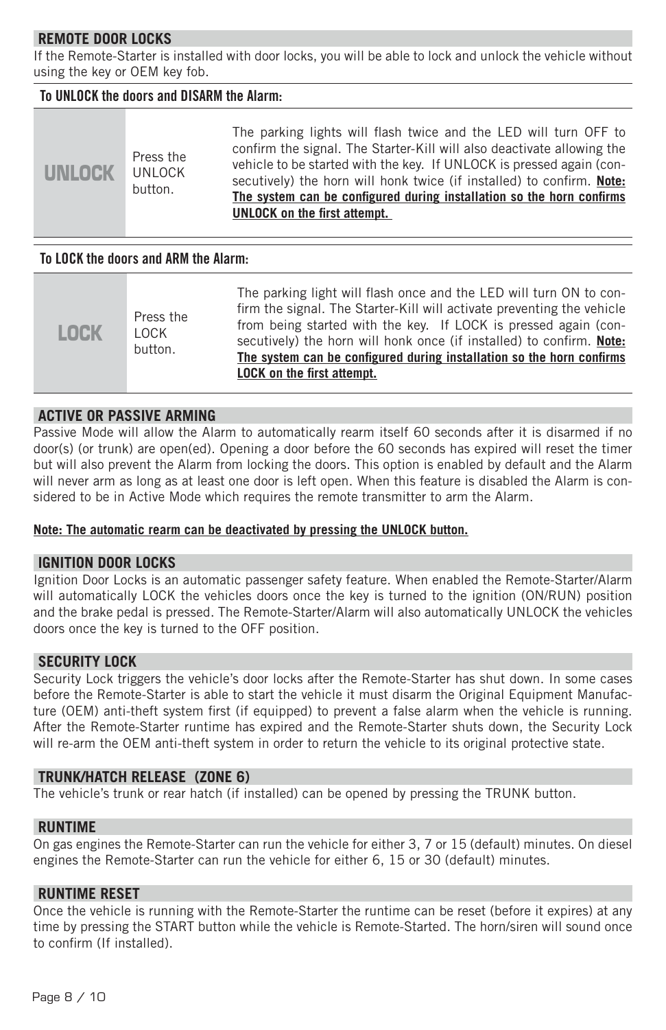## REMOTE DOOR LOCKS

If the Remote-Starter is installed with door locks, you will be able to lock and unlock the vehicle without using the key or OEM key fob.

**To UNLOCK the doors and DISARM the Alarm:**

| | | |
|---|---|---|
| **UNLOCK** | Press the UNLOCK button. | The parking lights will flash twice and the LED will turn OFF to confirm the signal. The Starter-Kill will also deactivate allowing the vehicle to be started with the key. If UNLOCK is pressed again (consecutively) the horn will honk twice (if installed) to confirm. **Note: The system can be configured during installation so the horn confirms UNLOCK on the first attempt.** |

**To LOCK the doors and ARM the Alarm:**

| | | |
|---|---|---|
| **LOCK** | Press the LOCK button. | The parking light will flash once and the LED will turn ON to confirm the signal. The Starter-Kill will activate preventing the vehicle from being started with the key. If LOCK is pressed again (consecutively) the horn will honk once (if installed) to confirm. **Note: The system can be configured during installation so the horn confirms LOCK on the first attempt.** |

## ACTIVE OR PASSIVE ARMING

Passive Mode will allow the Alarm to automatically rearm itself 60 seconds after it is disarmed if no door(s) (or trunk) are open(ed). Opening a door before the 60 seconds has expired will reset the timer but will also prevent the Alarm from locking the doors. This option is enabled by default and the Alarm will never arm as long as at least one door is left open. When this feature is disabled the Alarm is considered to be in Active Mode which requires the remote transmitter to arm the Alarm.

**Note: The automatic rearm can be deactivated by pressing the UNLOCK button.**

## IGNITION DOOR LOCKS

Ignition Door Locks is an automatic passenger safety feature. When enabled the Remote-Starter/Alarm will automatically LOCK the vehicles doors once the key is turned to the ignition (ON/RUN) position and the brake pedal is pressed. The Remote-Starter/Alarm will also automatically UNLOCK the vehicles doors once the key is turned to the OFF position.

## SECURITY LOCK

Security Lock triggers the vehicle's door locks after the Remote-Starter has shut down. In some cases before the Remote-Starter is able to start the vehicle it must disarm the Original Equipment Manufacture (OEM) anti-theft system first (if equipped) to prevent a false alarm when the vehicle is running. After the Remote-Starter runtime has expired and the Remote-Starter shuts down, the Security Lock will re-arm the OEM anti-theft system in order to return the vehicle to its original protective state.

## TRUNK/HATCH RELEASE (ZONE 6)

The vehicle's trunk or rear hatch (if installed) can be opened by pressing the TRUNK button.

## RUNTIME

On gas engines the Remote-Starter can run the vehicle for either 3, 7 or 15 (default) minutes. On diesel engines the Remote-Starter can run the vehicle for either 6, 15 or 30 (default) minutes.

## RUNTIME RESET

Once the vehicle is running with the Remote-Starter the runtime can be reset (before it expires) at any time by pressing the START button while the vehicle is Remote-Started. The horn/siren will sound once to confirm (If installed).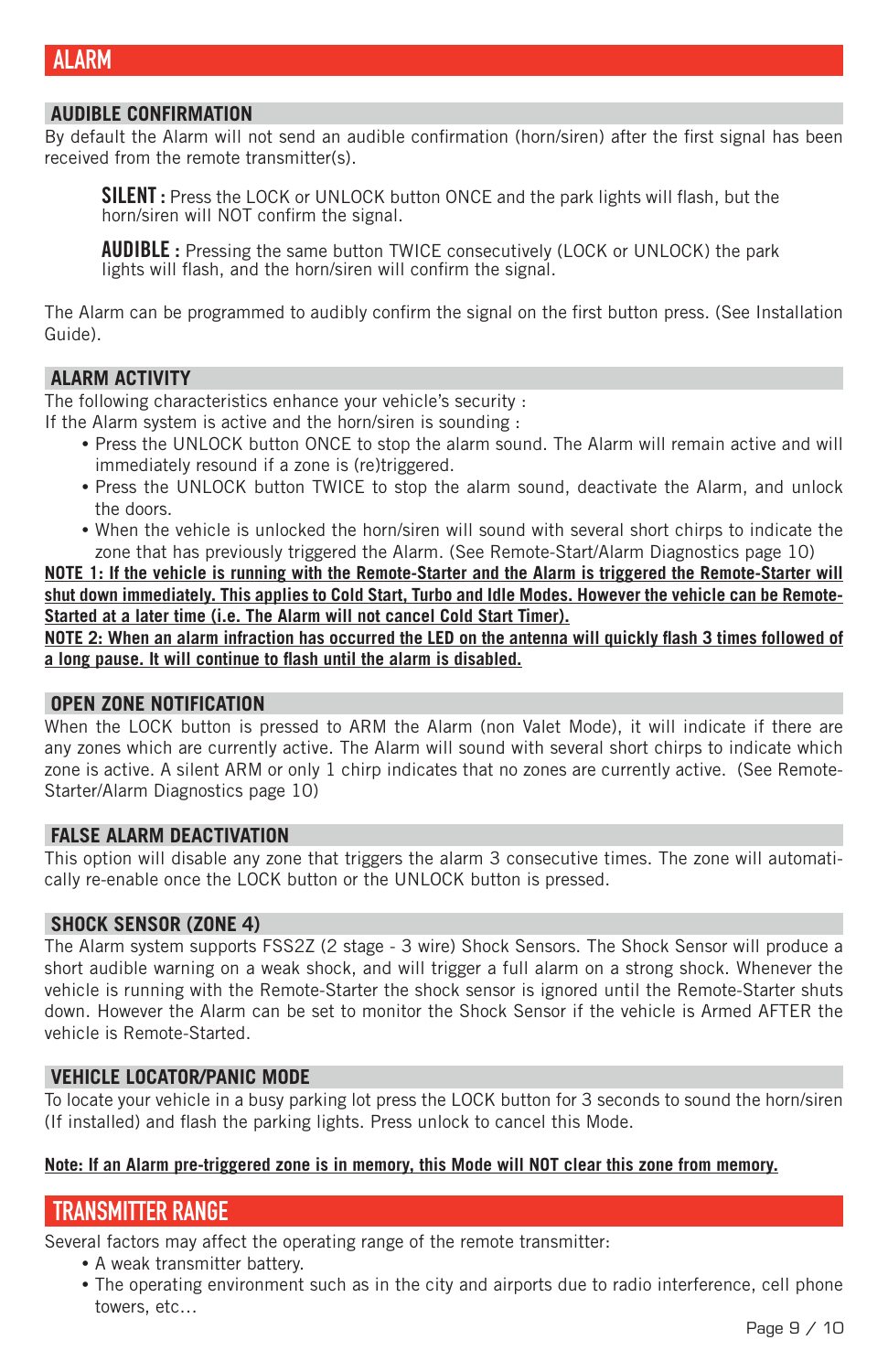# ALARM

## AUDIBLE CONFIRMATION

By default the Alarm will not send an audible confirmation (horn/siren) after the first signal has been received from the remote transmitter(s).

> **SILENT :** Press the LOCK or UNLOCK button ONCE and the park lights will flash, but the horn/siren will NOT confirm the signal.
>
> **AUDIBLE :** Pressing the same button TWICE consecutively (LOCK or UNLOCK) the park lights will flash, and the horn/siren will confirm the signal.

The Alarm can be programmed to audibly confirm the signal on the first button press. (See Installation Guide).

## ALARM ACTIVITY

The following characteristics enhance your vehicle's security :
If the Alarm system is active and the horn/siren is sounding :

- Press the UNLOCK button ONCE to stop the alarm sound. The Alarm will remain active and will immediately resound if a zone is (re)triggered.
- Press the UNLOCK button TWICE to stop the alarm sound, deactivate the Alarm, and unlock the doors.
- When the vehicle is unlocked the horn/siren will sound with several short chirps to indicate the zone that has previously triggered the Alarm. (See Remote-Start/Alarm Diagnostics page 10)

**NOTE 1: If the vehicle is running with the Remote-Starter and the Alarm is triggered the Remote-Starter will shut down immediately. This applies to Cold Start, Turbo and Idle Modes. However the vehicle can be Remote-Started at a later time (i.e. The Alarm will not cancel Cold Start Timer).**

**NOTE 2: When an alarm infraction has occurred the LED on the antenna will quickly flash 3 times followed of a long pause. It will continue to flash until the alarm is disabled.**

## OPEN ZONE NOTIFICATION

When the LOCK button is pressed to ARM the Alarm (non Valet Mode), it will indicate if there are any zones which are currently active. The Alarm will sound with several short chirps to indicate which zone is active. A silent ARM or only 1 chirp indicates that no zones are currently active. (See Remote-Starter/Alarm Diagnostics page 10)

## FALSE ALARM DEACTIVATION

This option will disable any zone that triggers the alarm 3 consecutive times. The zone will automatically re-enable once the LOCK button or the UNLOCK button is pressed.

## SHOCK SENSOR (ZONE 4)

The Alarm system supports FSS2Z (2 stage - 3 wire) Shock Sensors. The Shock Sensor will produce a short audible warning on a weak shock, and will trigger a full alarm on a strong shock. Whenever the vehicle is running with the Remote-Starter the shock sensor is ignored until the Remote-Starter shuts down. However the Alarm can be set to monitor the Shock Sensor if the vehicle is Armed AFTER the vehicle is Remote-Started.

## VEHICLE LOCATOR/PANIC MODE

To locate your vehicle in a busy parking lot press the LOCK button for 3 seconds to sound the horn/siren (If installed) and flash the parking lights. Press unlock to cancel this Mode.

**Note: If an Alarm pre-triggered zone is in memory, this Mode will NOT clear this zone from memory.**

# TRANSMITTER RANGE

Several factors may affect the operating range of the remote transmitter:

- A weak transmitter battery.
- The operating environment such as in the city and airports due to radio interference, cell phone towers, etc…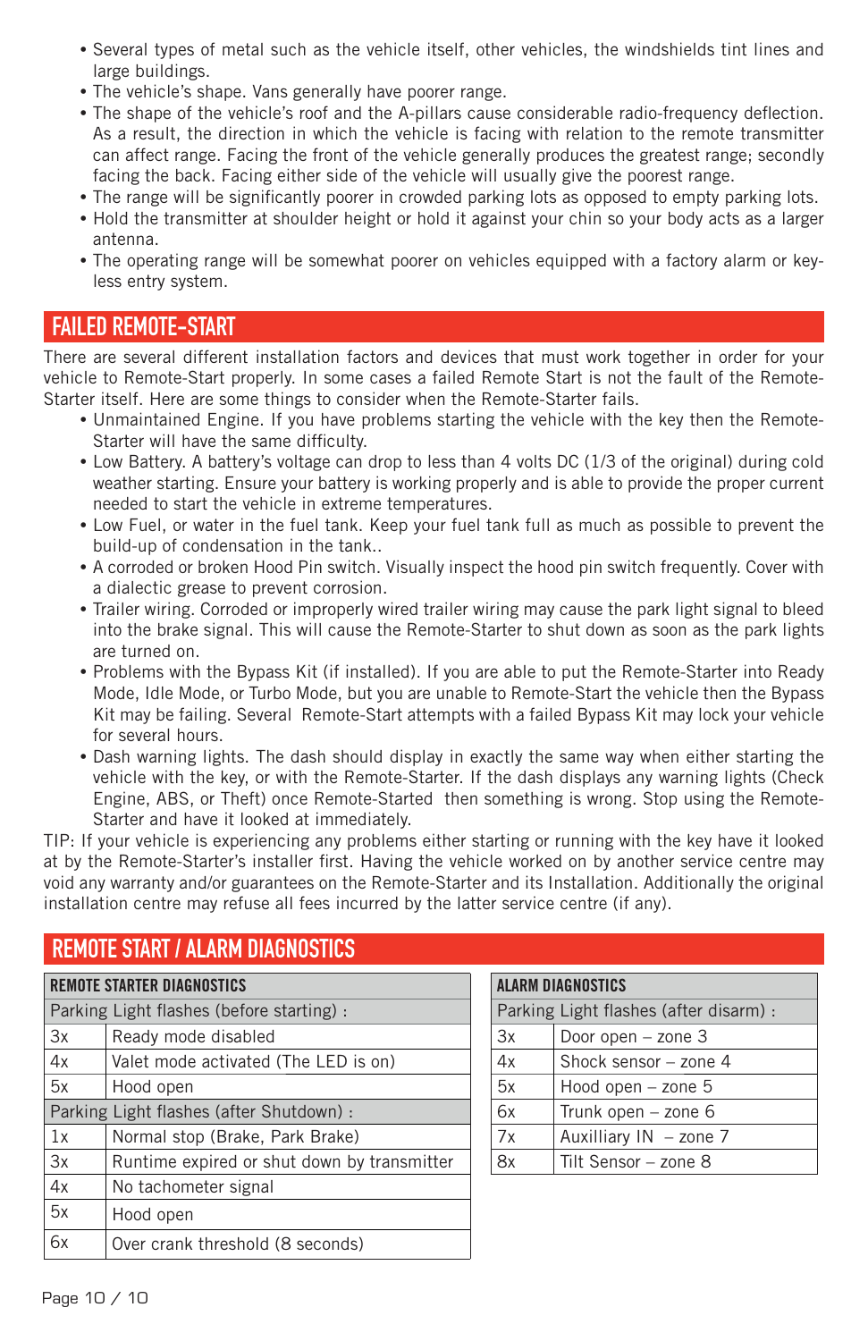- Several types of metal such as the vehicle itself, other vehicles, the windshields tint lines and large buildings.
- The vehicle's shape. Vans generally have poorer range.
- The shape of the vehicle's roof and the A-pillars cause considerable radio-frequency deflection. As a result, the direction in which the vehicle is facing with relation to the remote transmitter can affect range. Facing the front of the vehicle generally produces the greatest range; secondly facing the back. Facing either side of the vehicle will usually give the poorest range.
- The range will be significantly poorer in crowded parking lots as opposed to empty parking lots.
- Hold the transmitter at shoulder height or hold it against your chin so your body acts as a larger antenna.
- The operating range will be somewhat poorer on vehicles equipped with a factory alarm or key-less entry system.

## FAILED REMOTE-START

There are several different installation factors and devices that must work together in order for your vehicle to Remote-Start properly. In some cases a failed Remote Start is not the fault of the Remote-Starter itself. Here are some things to consider when the Remote-Starter fails.

- Unmaintained Engine. If you have problems starting the vehicle with the key then the Remote-Starter will have the same difficulty.
- Low Battery. A battery's voltage can drop to less than 4 volts DC (1/3 of the original) during cold weather starting. Ensure your battery is working properly and is able to provide the proper current needed to start the vehicle in extreme temperatures.
- Low Fuel, or water in the fuel tank. Keep your fuel tank full as much as possible to prevent the build-up of condensation in the tank..
- A corroded or broken Hood Pin switch. Visually inspect the hood pin switch frequently. Cover with a dialectic grease to prevent corrosion.
- Trailer wiring. Corroded or improperly wired trailer wiring may cause the park light signal to bleed into the brake signal. This will cause the Remote-Starter to shut down as soon as the park lights are turned on.
- Problems with the Bypass Kit (if installed). If you are able to put the Remote-Starter into Ready Mode, Idle Mode, or Turbo Mode, but you are unable to Remote-Start the vehicle then the Bypass Kit may be failing. Several Remote-Start attempts with a failed Bypass Kit may lock your vehicle for several hours.
- Dash warning lights. The dash should display in exactly the same way when either starting the vehicle with the key, or with the Remote-Starter. If the dash displays any warning lights (Check Engine, ABS, or Theft) once Remote-Started then something is wrong. Stop using the Remote-Starter and have it looked at immediately.

TIP: If your vehicle is experiencing any problems either starting or running with the key have it looked at by the Remote-Starter's installer first. Having the vehicle worked on by another service centre may void any warranty and/or guarantees on the Remote-Starter and its Installation. Additionally the original installation centre may refuse all fees incurred by the latter service centre (if any).

## REMOTE START / ALARM DIAGNOSTICS

| REMOTE STARTER DIAGNOSTICS | |
|---|---|
| Parking Light flashes (before starting) : | |
| 3x | Ready mode disabled |
| 4x | Valet mode activated (The LED is on) |
| 5x | Hood open |
| Parking Light flashes (after Shutdown) : | |
| 1x | Normal stop (Brake, Park Brake) |
| 3x | Runtime expired or shut down by transmitter |
| 4x | No tachometer signal |
| 5x | Hood open |
| 6x | Over crank threshold (8 seconds) |

| ALARM DIAGNOSTICS | |
|---|---|
| Parking Light flashes (after disarm) : | |
| 3x | Door open – zone 3 |
| 4x | Shock sensor – zone 4 |
| 5x | Hood open – zone 5 |
| 6x | Trunk open – zone 6 |
| 7x | Auxilliary IN – zone 7 |
| 8x | Tilt Sensor – zone 8 |